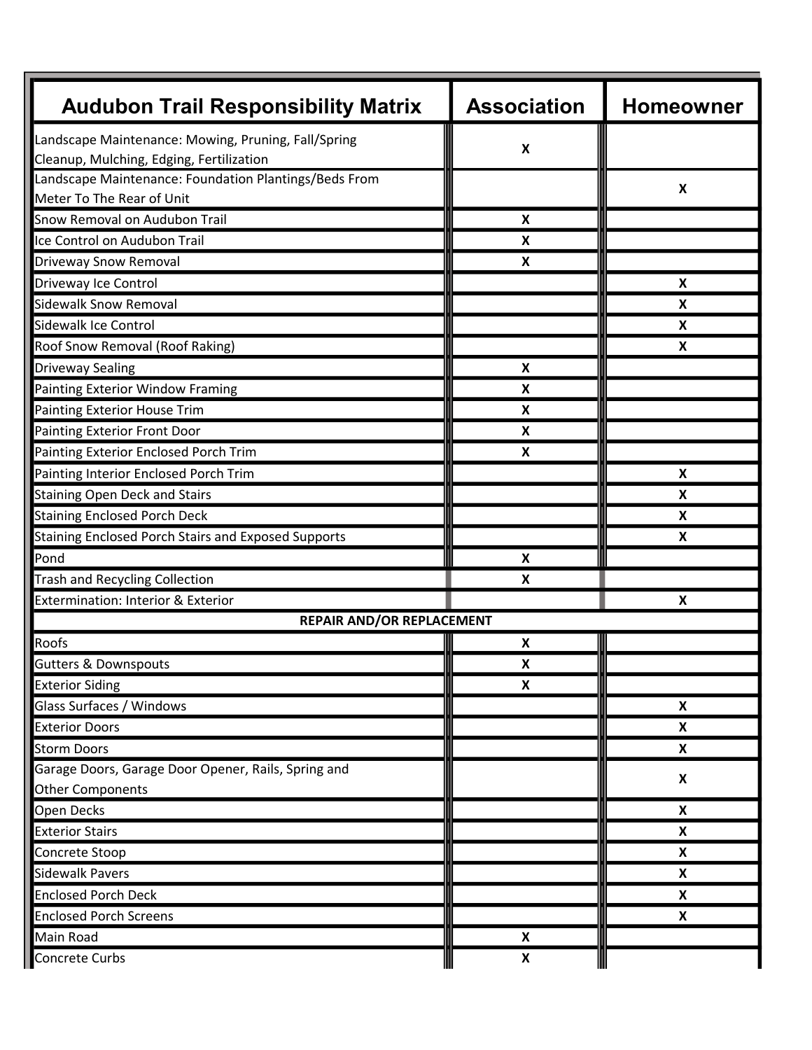| Audubon Trail Responsibility Matrix | Association | Homeowner |
|---|---|---|
| Landscape Maintenance: Mowing, Pruning, Fall/Spring Cleanup, Mulching, Edging, Fertilization | X | |
| Landscape Maintenance: Foundation Plantings/Beds From Meter To The Rear of Unit | | X |
| Snow Removal on Audubon Trail | X | |
| Ice Control on Audubon Trail | X | |
| Driveway Snow Removal | X | |
| Driveway Ice Control | | X |
| Sidewalk Snow Removal | | X |
| Sidewalk Ice Control | | X |
| Roof Snow Removal (Roof Raking) | | X |
| Driveway Sealing | X | |
| Painting Exterior Window Framing | X | |
| Painting Exterior House Trim | X | |
| Painting Exterior Front Door | X | |
| Painting Exterior Enclosed Porch Trim | X | |
| Painting Interior Enclosed Porch Trim | | X |
| Staining Open Deck and Stairs | | X |
| Staining Enclosed Porch Deck | | X |
| Staining Enclosed Porch Stairs and Exposed Supports | | X |
| Pond | X | |
| Trash and Recycling Collection | X | |
| Extermination: Interior & Exterior | | X |
| **REPAIR AND/OR REPLACEMENT** | | |
| Roofs | X | |
| Gutters & Downspouts | X | |
| Exterior Siding | X | |
| Glass Surfaces / Windows | | X |
| Exterior Doors | | X |
| Storm Doors | | X |
| Garage Doors, Garage Door Opener, Rails, Spring and Other Components | | X |
| Open Decks | | X |
| Exterior Stairs | | X |
| Concrete Stoop | | X |
| Sidewalk Pavers | | X |
| Enclosed Porch Deck | | X |
| Enclosed Porch Screens | | X |
| Main Road | X | |
| Concrete Curbs | X | |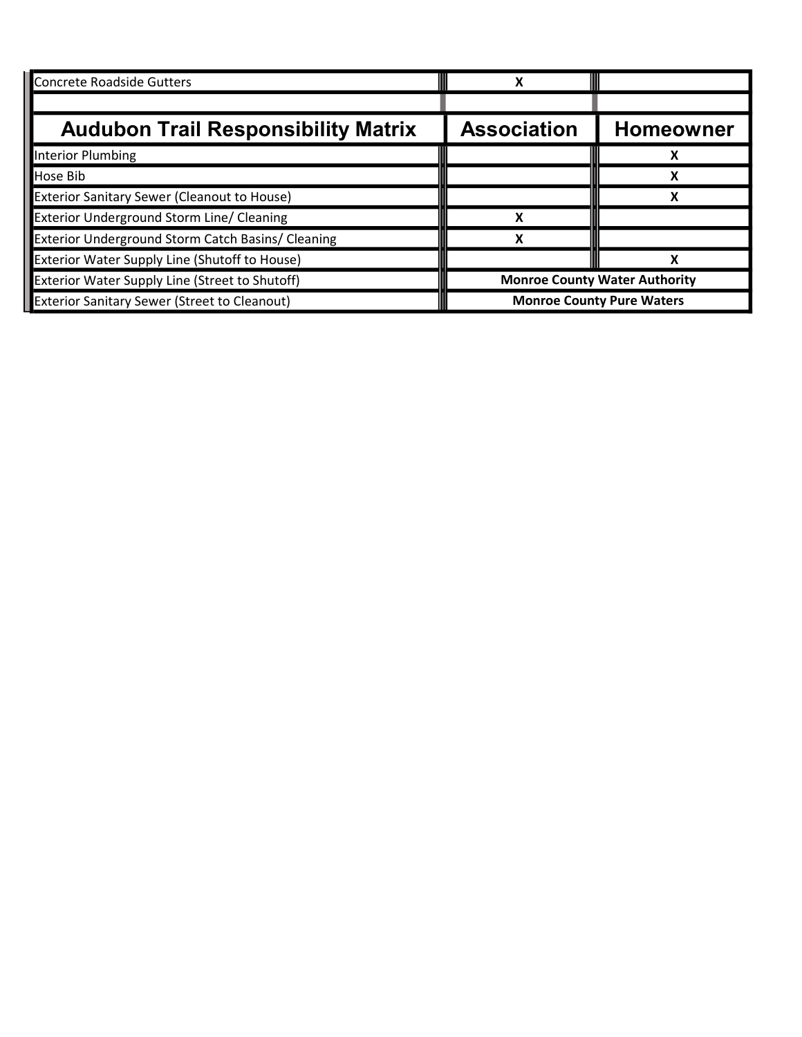| | | |
|---|---|---|
| Concrete Roadside Gutters | X | |
| | | |
| **Audubon Trail Responsibility Matrix** | **Association** | **Homeowner** |
| Interior Plumbing | | X |
| Hose Bib | | X |
| Exterior Sanitary Sewer (Cleanout to House) | | X |
| Exterior Underground Storm Line/ Cleaning | X | |
| Exterior Underground Storm Catch Basins/ Cleaning | X | |
| Exterior Water Supply Line (Shutoff to House) | | X |
| Exterior Water Supply Line (Street to Shutoff) | **Monroe County Water Authority** | |
| Exterior Sanitary Sewer (Street to Cleanout) | **Monroe County Pure Waters** | |